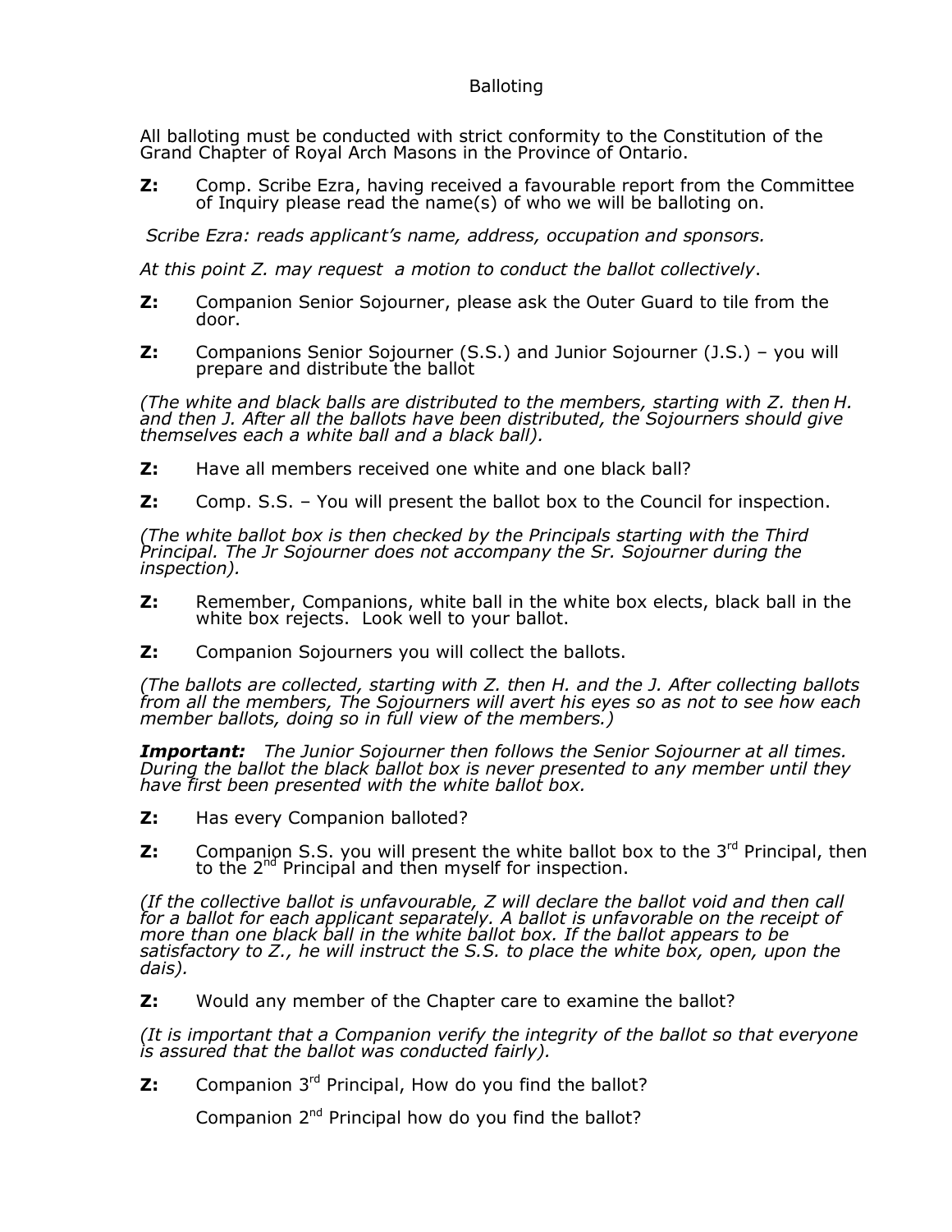# Balloting

All balloting must be conducted with strict conformity to the Constitution of the Grand Chapter of Royal Arch Masons in the Province of Ontario.

**Z:** Comp. Scribe Ezra, having received a favourable report from the Committee of Inquiry please read the name(s) of who we will be balloting on.

*Scribe Ezra: reads applicant's name, address, occupation and sponsors.*

*At this point Z. may request a motion to conduct the ballot collectively*.

**Z:** Companion Senior Sojourner, please ask the Outer Guard to tile from the door.

**Z:** Companions Senior Sojourner (S.S.) and Junior Sojourner (J.S.) – you will prepare and distribute the ballot

*(The white and black balls are distributed to the members, starting with Z. then H. and then J. After all the ballots have been distributed, the Sojourners should give themselves each a white ball and a black ball).*

**Z:** Have all members received one white and one black ball?

**Z:** Comp. S.S. – You will present the ballot box to the Council for inspection.

*(The white ballot box is then checked by the Principals starting with the Third Principal. The Jr Sojourner does not accompany the Sr. Sojourner during the inspection).*

**Z:** Remember, Companions, white ball in the white box elects, black ball in the white box rejects. Look well to your ballot.

**Z:** Companion Sojourners you will collect the ballots.

*(The ballots are collected, starting with Z. then H. and the J. After collecting ballots from all the members, The Sojourners will avert his eyes so as not to see how each member ballots, doing so in full view of the members.)*

***Important:*** *The Junior Sojourner then follows the Senior Sojourner at all times. During the ballot the black ballot box is never presented to any member until they have first been presented with the white ballot box.*

**Z:** Has every Companion balloted?

**Z:** Companion S.S. you will present the white ballot box to the 3rd Principal, then to the 2nd Principal and then myself for inspection.

*(If the collective ballot is unfavourable, Z will declare the ballot void and then call for a ballot for each applicant separately. A ballot is unfavorable on the receipt of more than one black ball in the white ballot box. If the ballot appears to be satisfactory to Z., he will instruct the S.S. to place the white box, open, upon the dais).*

**Z:** Would any member of the Chapter care to examine the ballot?

*(It is important that a Companion verify the integrity of the ballot so that everyone is assured that the ballot was conducted fairly).*

**Z:** Companion 3rd Principal, How do you find the ballot?

Companion 2nd Principal how do you find the ballot?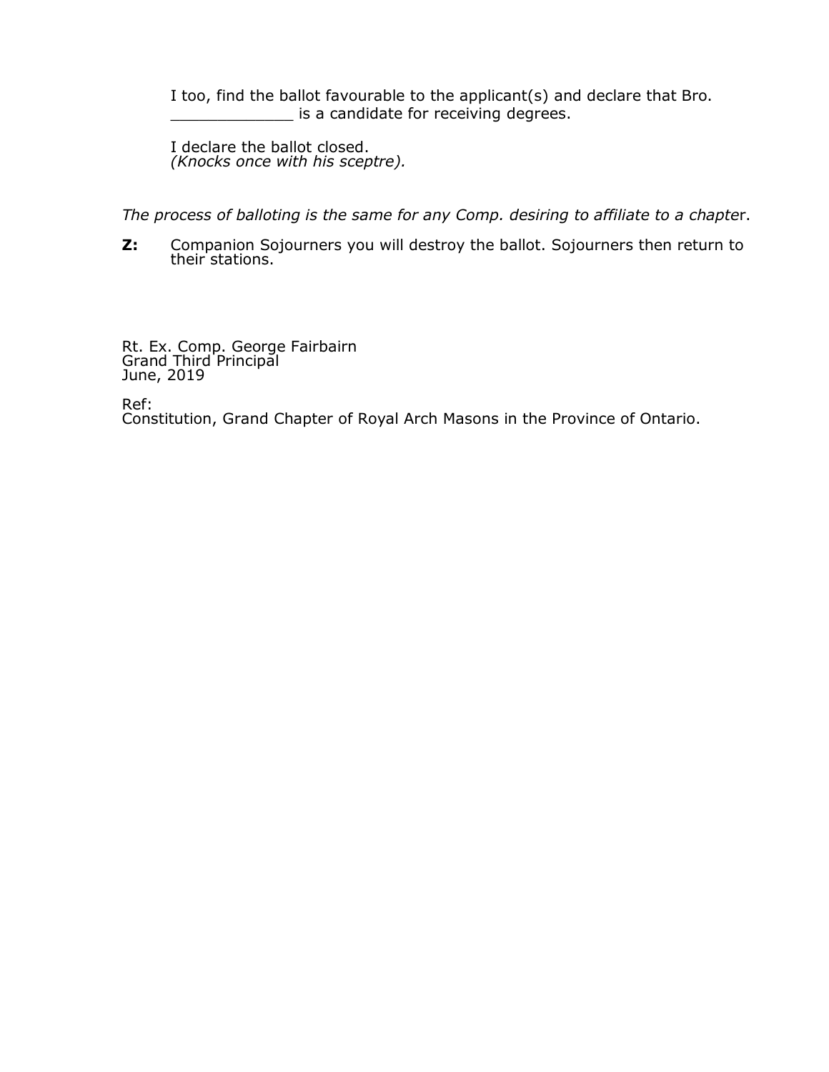I too, find the ballot favourable to the applicant(s) and declare that Bro. _____________ is a candidate for receiving degrees.

I declare the ballot closed.
*(Knocks once with his sceptre).*

*The process of balloting is the same for any Comp. desiring to affiliate to a chapte*r.

**Z:** Companion Sojourners you will destroy the ballot. Sojourners then return to their stations.

Rt. Ex. Comp. George Fairbairn
Grand Third Principal
June, 2019

Ref:
Constitution, Grand Chapter of Royal Arch Masons in the Province of Ontario.